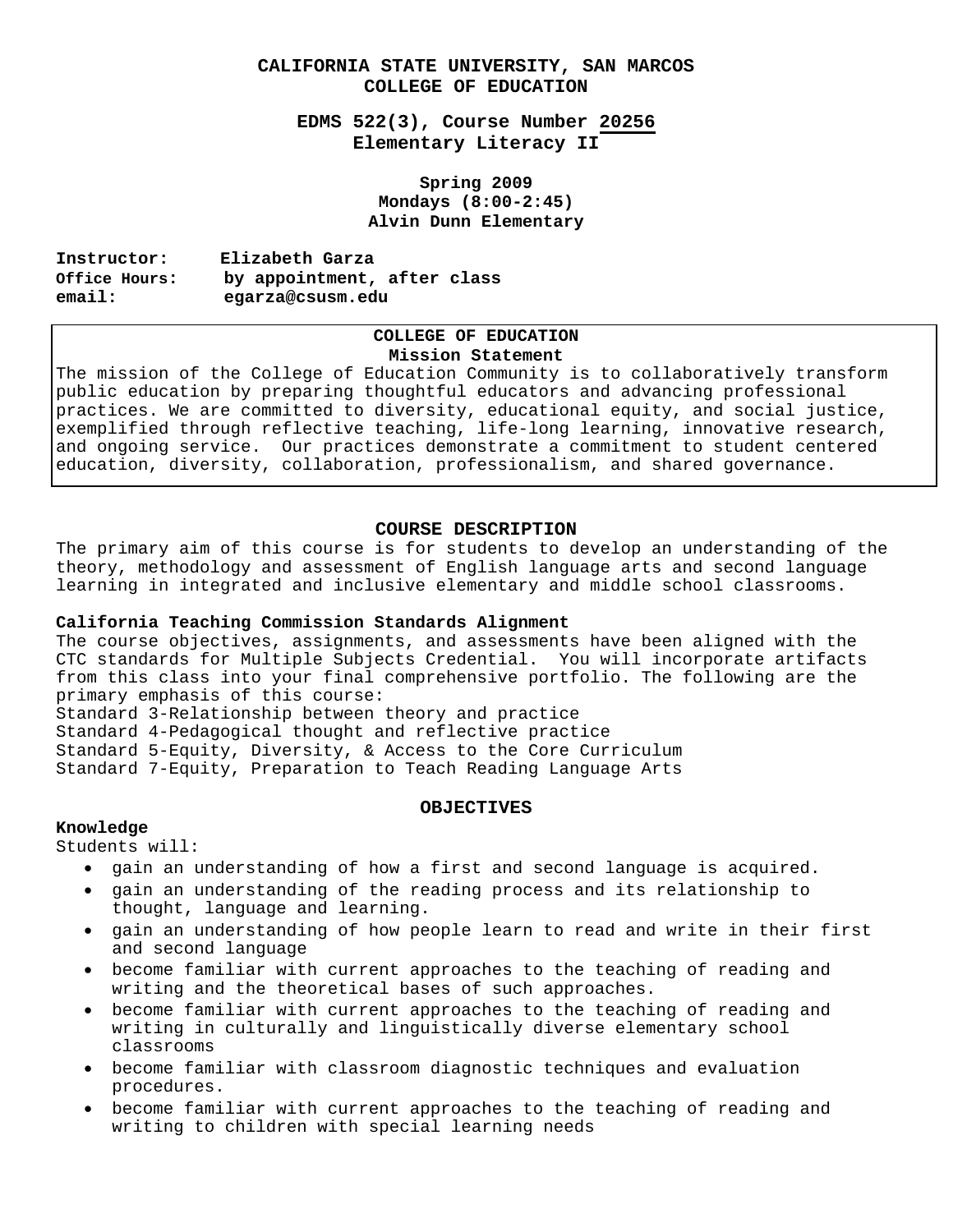# CALIFORNIA STATE UNIVERSITY, SAN MARCOS
# COLLEGE OF EDUCATION

## EDMS 522(3), Course Number 20256
## Elementary Literacy II

**Spring 2009**
**Mondays (8:00-2:45)**
**Alvin Dunn Elementary**

**Instructor:** Elizabeth Garza
**Office Hours:** by appointment, after class
**email:** egarza@csusm.edu

**COLLEGE OF EDUCATION**
**Mission Statement**

The mission of the College of Education Community is to collaboratively transform public education by preparing thoughtful educators and advancing professional practices. We are committed to diversity, educational equity, and social justice, exemplified through reflective teaching, life-long learning, innovative research, and ongoing service. Our practices demonstrate a commitment to student centered education, diversity, collaboration, professionalism, and shared governance.

## COURSE DESCRIPTION

The primary aim of this course is for students to develop an understanding of the theory, methodology and assessment of English language arts and second language learning in integrated and inclusive elementary and middle school classrooms.

### California Teaching Commission Standards Alignment

The course objectives, assignments, and assessments have been aligned with the CTC standards for Multiple Subjects Credential. You will incorporate artifacts from this class into your final comprehensive portfolio. The following are the primary emphasis of this course:

Standard 3-Relationship between theory and practice
Standard 4-Pedagogical thought and reflective practice
Standard 5-Equity, Diversity, & Access to the Core Curriculum
Standard 7-Equity, Preparation to Teach Reading Language Arts

## OBJECTIVES

### Knowledge

Students will:

- gain an understanding of how a first and second language is acquired.
- gain an understanding of the reading process and its relationship to thought, language and learning.
- gain an understanding of how people learn to read and write in their first and second language
- become familiar with current approaches to the teaching of reading and writing and the theoretical bases of such approaches.
- become familiar with current approaches to the teaching of reading and writing in culturally and linguistically diverse elementary school classrooms
- become familiar with classroom diagnostic techniques and evaluation procedures.
- become familiar with current approaches to the teaching of reading and writing to children with special learning needs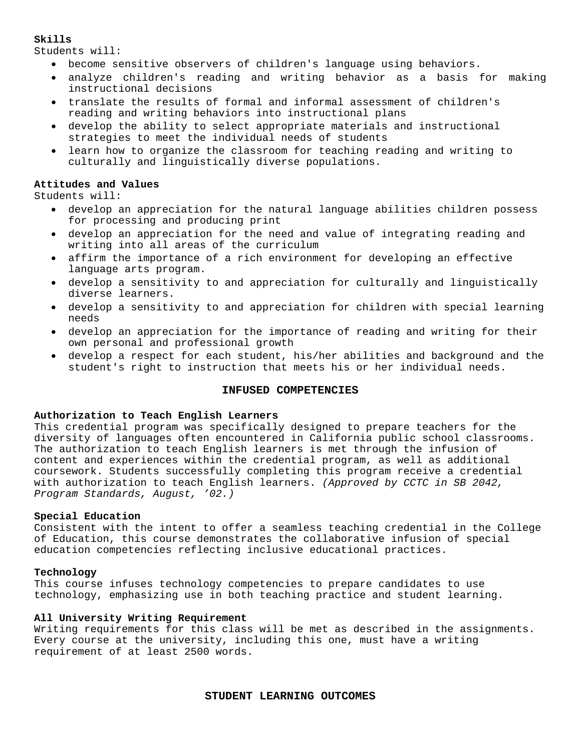**Skills**
Students will:

- become sensitive observers of children's language using behaviors.
- analyze children's reading and writing behavior as a basis for making instructional decisions
- translate the results of formal and informal assessment of children's reading and writing behaviors into instructional plans
- develop the ability to select appropriate materials and instructional strategies to meet the individual needs of students
- learn how to organize the classroom for teaching reading and writing to culturally and linguistically diverse populations.

**Attitudes and Values**
Students will:

- develop an appreciation for the natural language abilities children possess for processing and producing print
- develop an appreciation for the need and value of integrating reading and writing into all areas of the curriculum
- affirm the importance of a rich environment for developing an effective language arts program.
- develop a sensitivity to and appreciation for culturally and linguistically diverse learners.
- develop a sensitivity to and appreciation for children with special learning needs
- develop an appreciation for the importance of reading and writing for their own personal and professional growth
- develop a respect for each student, his/her abilities and background and the student's right to instruction that meets his or her individual needs.

## INFUSED COMPETENCIES

**Authorization to Teach English Learners**
This credential program was specifically designed to prepare teachers for the diversity of languages often encountered in California public school classrooms. The authorization to teach English learners is met through the infusion of content and experiences within the credential program, as well as additional coursework. Students successfully completing this program receive a credential with authorization to teach English learners. *(Approved by CCTC in SB 2042, Program Standards, August, '02.)*

**Special Education**
Consistent with the intent to offer a seamless teaching credential in the College of Education, this course demonstrates the collaborative infusion of special education competencies reflecting inclusive educational practices.

**Technology**
This course infuses technology competencies to prepare candidates to use technology, emphasizing use in both teaching practice and student learning.

**All University Writing Requirement**
Writing requirements for this class will be met as described in the assignments. Every course at the university, including this one, must have a writing requirement of at least 2500 words.

## STUDENT LEARNING OUTCOMES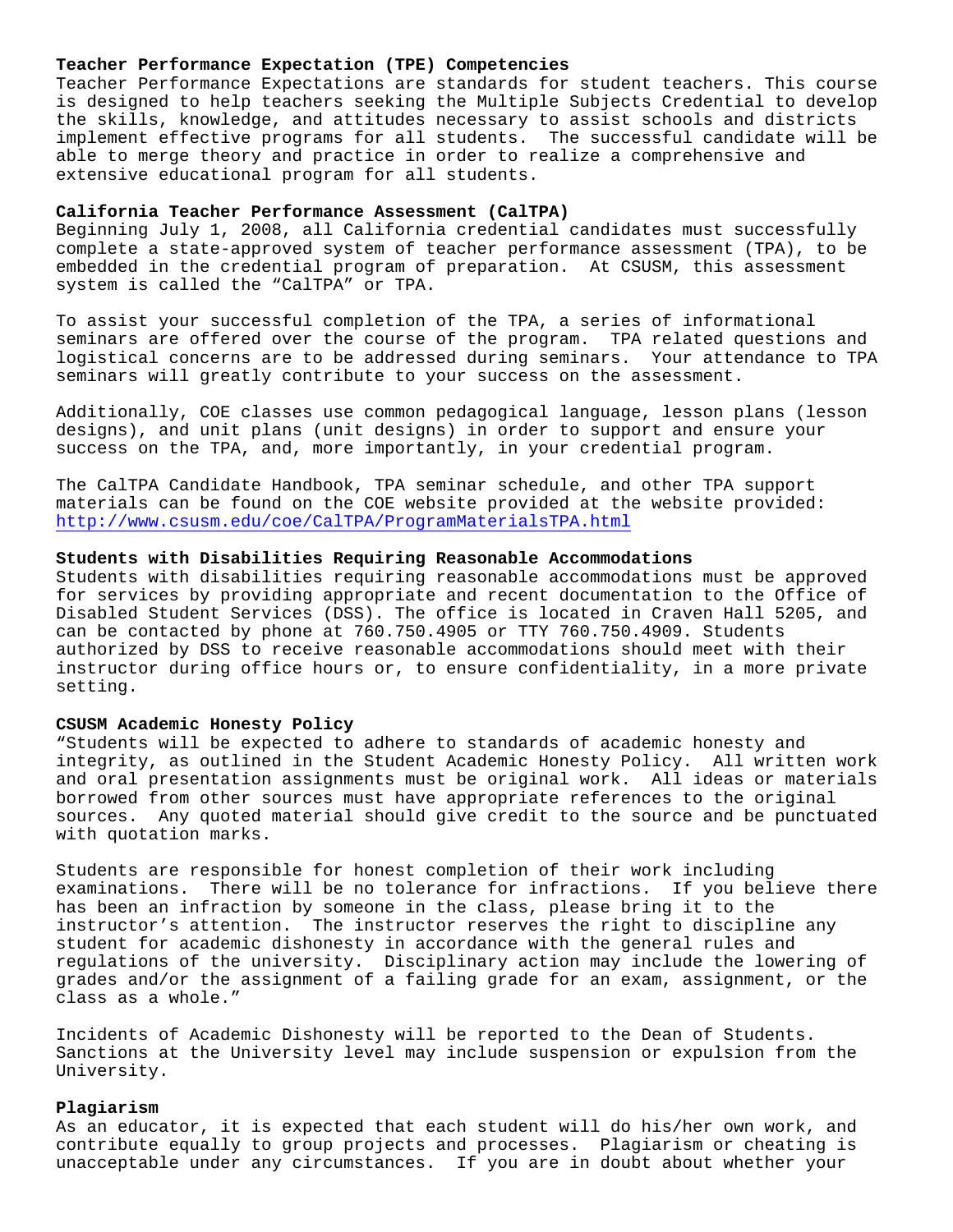**Teacher Performance Expectation (TPE) Competencies**

Teacher Performance Expectations are standards for student teachers. This course is designed to help teachers seeking the Multiple Subjects Credential to develop the skills, knowledge, and attitudes necessary to assist schools and districts implement effective programs for all students. The successful candidate will be able to merge theory and practice in order to realize a comprehensive and extensive educational program for all students.

**California Teacher Performance Assessment (CalTPA)**

Beginning July 1, 2008, all California credential candidates must successfully complete a state-approved system of teacher performance assessment (TPA), to be embedded in the credential program of preparation. At CSUSM, this assessment system is called the "CalTPA" or TPA.

To assist your successful completion of the TPA, a series of informational seminars are offered over the course of the program. TPA related questions and logistical concerns are to be addressed during seminars. Your attendance to TPA seminars will greatly contribute to your success on the assessment.

Additionally, COE classes use common pedagogical language, lesson plans (lesson designs), and unit plans (unit designs) in order to support and ensure your success on the TPA, and, more importantly, in your credential program.

The CalTPA Candidate Handbook, TPA seminar schedule, and other TPA support materials can be found on the COE website provided at the website provided: http://www.csusm.edu/coe/CalTPA/ProgramMaterialsTPA.html

**Students with Disabilities Requiring Reasonable Accommodations**

Students with disabilities requiring reasonable accommodations must be approved for services by providing appropriate and recent documentation to the Office of Disabled Student Services (DSS). The office is located in Craven Hall 5205, and can be contacted by phone at 760.750.4905 or TTY 760.750.4909. Students authorized by DSS to receive reasonable accommodations should meet with their instructor during office hours or, to ensure confidentiality, in a more private setting.

**CSUSM Academic Honesty Policy**

"Students will be expected to adhere to standards of academic honesty and integrity, as outlined in the Student Academic Honesty Policy. All written work and oral presentation assignments must be original work. All ideas or materials borrowed from other sources must have appropriate references to the original sources. Any quoted material should give credit to the source and be punctuated with quotation marks.

Students are responsible for honest completion of their work including examinations. There will be no tolerance for infractions. If you believe there has been an infraction by someone in the class, please bring it to the instructor's attention. The instructor reserves the right to discipline any student for academic dishonesty in accordance with the general rules and regulations of the university. Disciplinary action may include the lowering of grades and/or the assignment of a failing grade for an exam, assignment, or the class as a whole."

Incidents of Academic Dishonesty will be reported to the Dean of Students. Sanctions at the University level may include suspension or expulsion from the University.

**Plagiarism**

As an educator, it is expected that each student will do his/her own work, and contribute equally to group projects and processes. Plagiarism or cheating is unacceptable under any circumstances. If you are in doubt about whether your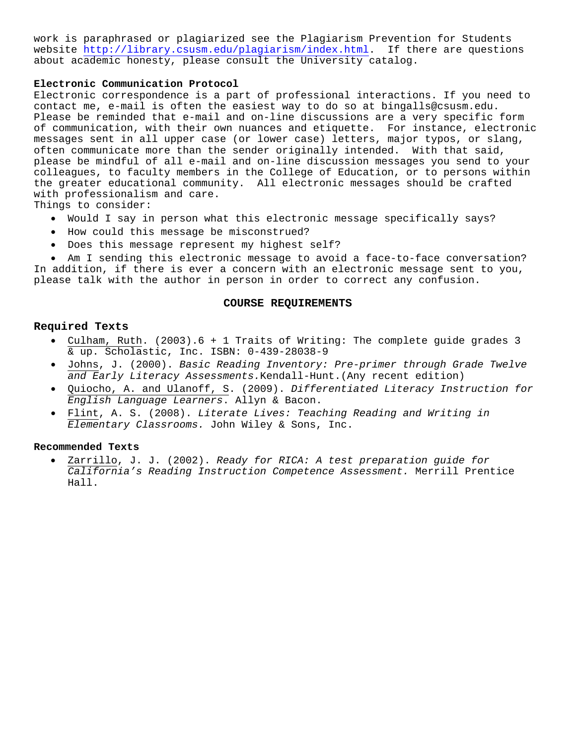work is paraphrased or plagiarized see the Plagiarism Prevention for Students website http://library.csusm.edu/plagiarism/index.html. If there are questions about academic honesty, please consult the University catalog.

**Electronic Communication Protocol**

Electronic correspondence is a part of professional interactions. If you need to contact me, e-mail is often the easiest way to do so at bingalls@csusm.edu. Please be reminded that e-mail and on-line discussions are a very specific form of communication, with their own nuances and etiquette. For instance, electronic messages sent in all upper case (or lower case) letters, major typos, or slang, often communicate more than the sender originally intended. With that said, please be mindful of all e-mail and on-line discussion messages you send to your colleagues, to faculty members in the College of Education, or to persons within the greater educational community. All electronic messages should be crafted with professionalism and care.

Things to consider:

- Would I say in person what this electronic message specifically says?
- How could this message be misconstrued?
- Does this message represent my highest self?
- Am I sending this electronic message to avoid a face-to-face conversation?

In addition, if there is ever a concern with an electronic message sent to you, please talk with the author in person in order to correct any confusion.

## COURSE REQUIREMENTS

### Required Texts

- Culham, Ruth. (2003).6 + 1 Traits of Writing: The complete guide grades 3 & up. Scholastic, Inc. ISBN: 0-439-28038-9
- Johns, J. (2000). *Basic Reading Inventory: Pre-primer through Grade Twelve and Early Literacy Assessments.*Kendall-Hunt.(Any recent edition)
- Quiocho, A. and Ulanoff, S. (2009). *Differentiated Literacy Instruction for English Language Learners.* Allyn & Bacon.
- Flint, A. S. (2008). *Literate Lives: Teaching Reading and Writing in Elementary Classrooms.* John Wiley & Sons, Inc.

**Recommended Texts**

- Zarrillo, J. J. (2002). *Ready for RICA: A test preparation guide for California's Reading Instruction Competence Assessment.* Merrill Prentice Hall.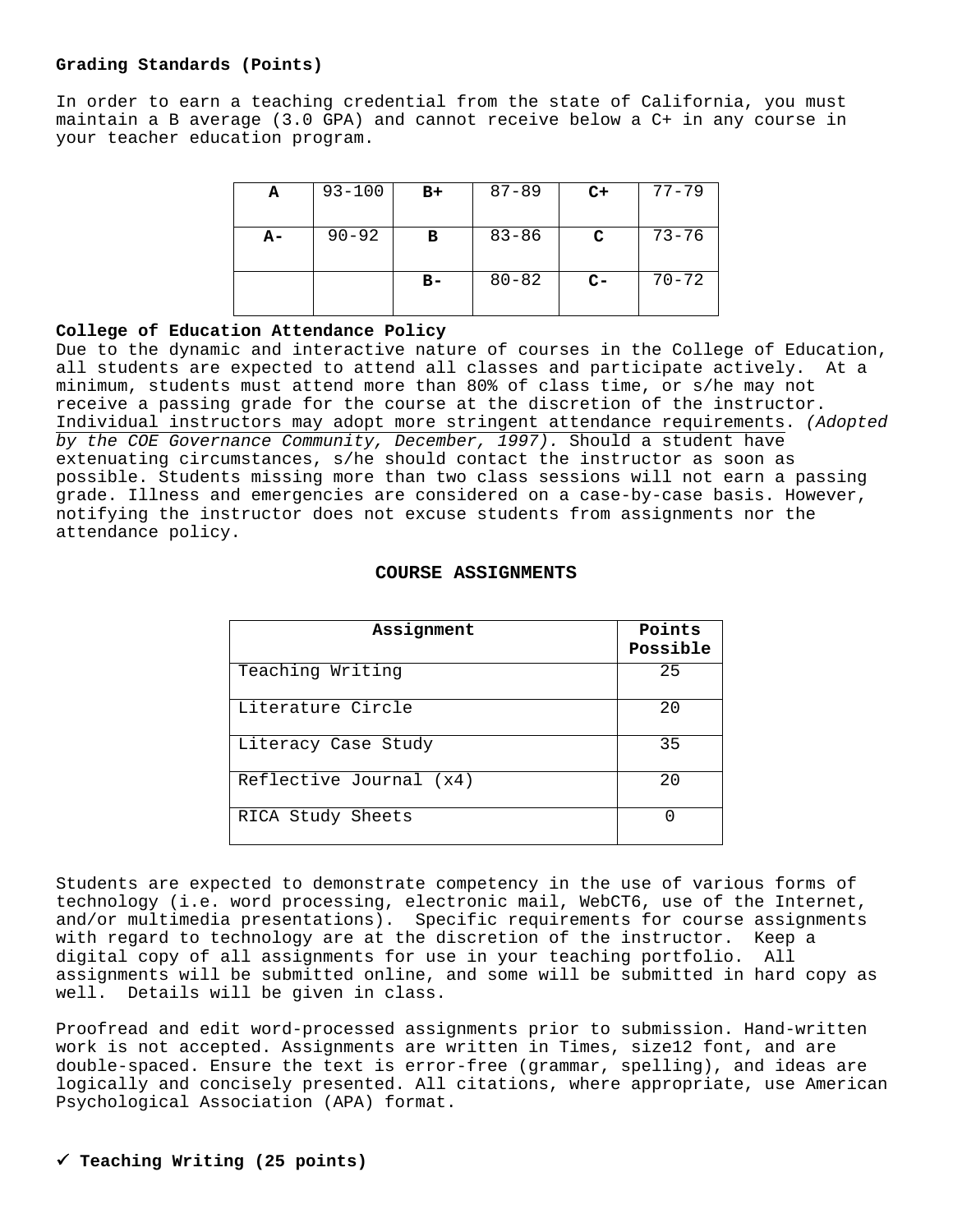**Grading Standards (Points)**

In order to earn a teaching credential from the state of California, you must maintain a B average (3.0 GPA) and cannot receive below a C+ in any course in your teacher education program.

| **A** | 93-100 | **B+** | 87-89 | **C+** | 77-79 |
|---|---|---|---|---|---|
| **A-** | 90-92 | **B** | 83-86 | **C** | 73-76 |
| | | **B-** | 80-82 | **C-** | 70-72 |

**College of Education Attendance Policy**

Due to the dynamic and interactive nature of courses in the College of Education, all students are expected to attend all classes and participate actively. At a minimum, students must attend more than 80% of class time, or s/he may not receive a passing grade for the course at the discretion of the instructor. Individual instructors may adopt more stringent attendance requirements. *(Adopted by the COE Governance Community, December, 1997).* Should a student have extenuating circumstances, s/he should contact the instructor as soon as possible. Students missing more than two class sessions will not earn a passing grade. Illness and emergencies are considered on a case-by-case basis. However, notifying the instructor does not excuse students from assignments nor the attendance policy.

## COURSE ASSIGNMENTS

| Assignment | Points Possible |
|---|---|
| Teaching Writing | 25 |
| Literature Circle | 20 |
| Literacy Case Study | 35 |
| Reflective Journal (x4) | 20 |
| RICA Study Sheets | 0 |

Students are expected to demonstrate competency in the use of various forms of technology (i.e. word processing, electronic mail, WebCT6, use of the Internet, and/or multimedia presentations). Specific requirements for course assignments with regard to technology are at the discretion of the instructor. Keep a digital copy of all assignments for use in your teaching portfolio. All assignments will be submitted online, and some will be submitted in hard copy as well. Details will be given in class.

Proofread and edit word-processed assignments prior to submission. Hand-written work is not accepted. Assignments are written in Times, size12 font, and are double-spaced. Ensure the text is error-free (grammar, spelling), and ideas are logically and concisely presented. All citations, where appropriate, use American Psychological Association (APA) format.

✓ **Teaching Writing (25 points)**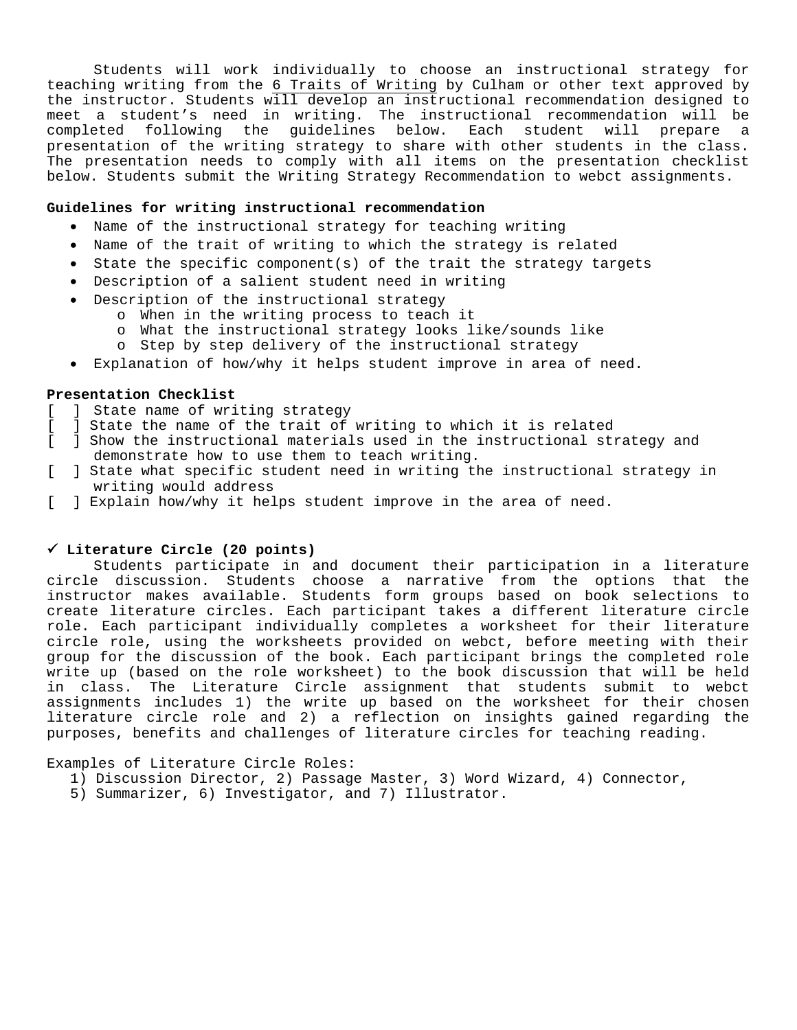Students will work individually to choose an instructional strategy for teaching writing from the <u>6 Traits of Writing</u> by Culham or other text approved by the instructor. Students will develop an instructional recommendation designed to meet a student's need in writing. The instructional recommendation will be completed following the guidelines below. Each student will prepare a presentation of the writing strategy to share with other students in the class. The presentation needs to comply with all items on the presentation checklist below. Students submit the Writing Strategy Recommendation to webct assignments.

**Guidelines for writing instructional recommendation**

- Name of the instructional strategy for teaching writing
- Name of the trait of writing to which the strategy is related
- State the specific component(s) of the trait the strategy targets
- Description of a salient student need in writing
- Description of the instructional strategy
  - When in the writing process to teach it
  - What the instructional strategy looks like/sounds like
  - Step by step delivery of the instructional strategy
- Explanation of how/why it helps student improve in area of need.

**Presentation Checklist**

[ ] State name of writing strategy
[ ] State the name of the trait of writing to which it is related
[ ] Show the instructional materials used in the instructional strategy and demonstrate how to use them to teach writing.
[ ] State what specific student need in writing the instructional strategy in writing would address
[ ] Explain how/why it helps student improve in the area of need.

✓ **Literature Circle (20 points)**

Students participate in and document their participation in a literature circle discussion. Students choose a narrative from the options that the instructor makes available. Students form groups based on book selections to create literature circles. Each participant takes a different literature circle role. Each participant individually completes a worksheet for their literature circle role, using the worksheets provided on webct, before meeting with their group for the discussion of the book. Each participant brings the completed role write up (based on the role worksheet) to the book discussion that will be held in class. The Literature Circle assignment that students submit to webct assignments includes 1) the write up based on the worksheet for their chosen literature circle role and 2) a reflection on insights gained regarding the purposes, benefits and challenges of literature circles for teaching reading.

Examples of Literature Circle Roles:
1) Discussion Director, 2) Passage Master, 3) Word Wizard, 4) Connector, 5) Summarizer, 6) Investigator, and 7) Illustrator.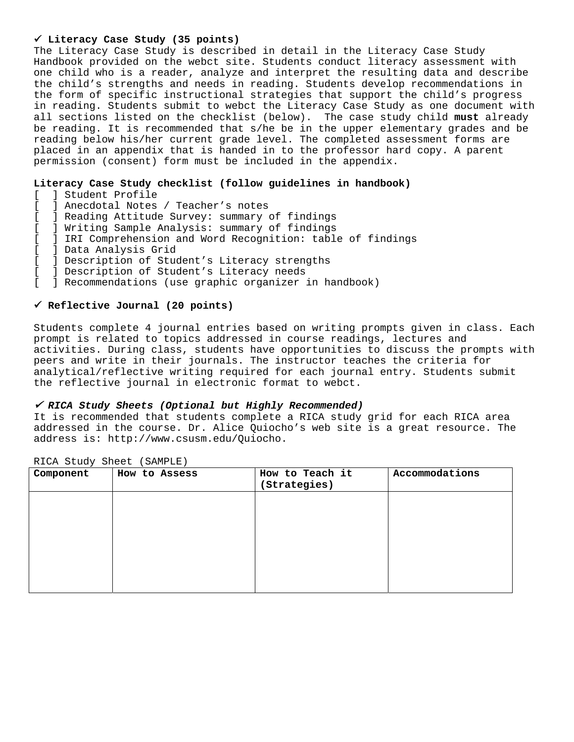### ✓ Literacy Case Study (35 points)

The Literacy Case Study is described in detail in the Literacy Case Study Handbook provided on the webct site. Students conduct literacy assessment with one child who is a reader, analyze and interpret the resulting data and describe the child's strengths and needs in reading. Students develop recommendations in the form of specific instructional strategies that support the child's progress in reading. Students submit to webct the Literacy Case Study as one document with all sections listed on the checklist (below). The case study child **must** already be reading. It is recommended that s/he be in the upper elementary grades and be reading below his/her current grade level. The completed assessment forms are placed in an appendix that is handed in to the professor hard copy. A parent permission (consent) form must be included in the appendix.

**Literacy Case Study checklist (follow guidelines in handbook)**

[ ] Student Profile
[ ] Anecdotal Notes / Teacher's notes
[ ] Reading Attitude Survey: summary of findings
[ ] Writing Sample Analysis: summary of findings
[ ] IRI Comprehension and Word Recognition: table of findings
[ ] Data Analysis Grid
[ ] Description of Student's Literacy strengths
[ ] Description of Student's Literacy needs
[ ] Recommendations (use graphic organizer in handbook)

### ✓ Reflective Journal (20 points)

Students complete 4 journal entries based on writing prompts given in class. Each prompt is related to topics addressed in course readings, lectures and activities. During class, students have opportunities to discuss the prompts with peers and write in their journals. The instructor teaches the criteria for analytical/reflective writing required for each journal entry. Students submit the reflective journal in electronic format to webct.

### ✓ *RICA Study Sheets (Optional but Highly Recommended)*

It is recommended that students complete a RICA study grid for each RICA area addressed in the course. Dr. Alice Quiocho's web site is a great resource. The address is: http://www.csusm.edu/Quiocho.

RICA Study Sheet (SAMPLE)

| Component | How to Assess | How to Teach it (Strategies) | Accommodations |
|---|---|---|---|
| | | | |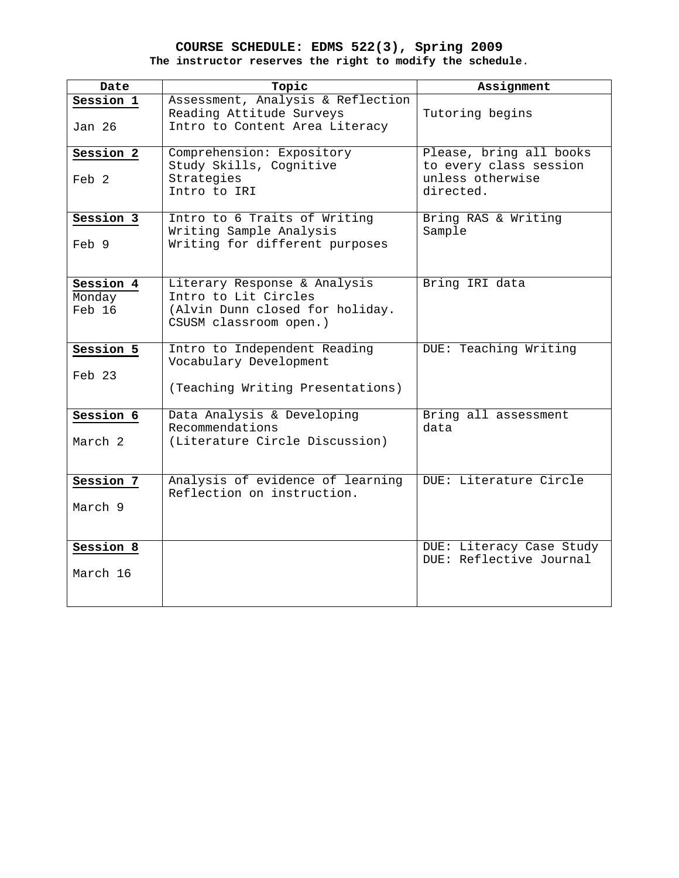**COURSE SCHEDULE: EDMS 522(3), Spring 2009**

**The instructor reserves the right to modify the schedule.**

| Date | Topic | Assignment |
|---|---|---|
| **Session 1**<br>Jan 26 | Assessment, Analysis & Reflection<br>Reading Attitude Surveys<br>Intro to Content Area Literacy | Tutoring begins |
| **Session 2**<br>Feb 2 | Comprehension: Expository<br>Study Skills, Cognitive Strategies<br>Intro to IRI | Please, bring all books to every class session unless otherwise directed. |
| **Session 3**<br>Feb 9 | Intro to 6 Traits of Writing<br>Writing Sample Analysis<br>Writing for different purposes | Bring RAS & Writing Sample |
| **Session 4**<br>Monday<br>Feb 16 | Literary Response & Analysis<br>Intro to Lit Circles<br>(Alvin Dunn closed for holiday. CSUSM classroom open.) | Bring IRI data |
| **Session 5**<br>Feb 23 | Intro to Independent Reading<br>Vocabulary Development<br><br>(Teaching Writing Presentations) | DUE: Teaching Writing |
| **Session 6**<br>March 2 | Data Analysis & Developing Recommendations<br>(Literature Circle Discussion) | Bring all assessment data |
| **Session 7**<br>March 9 | Analysis of evidence of learning<br>Reflection on instruction. | DUE: Literature Circle |
| **Session 8**<br>March 16 | | DUE: Literacy Case Study<br>DUE: Reflective Journal |